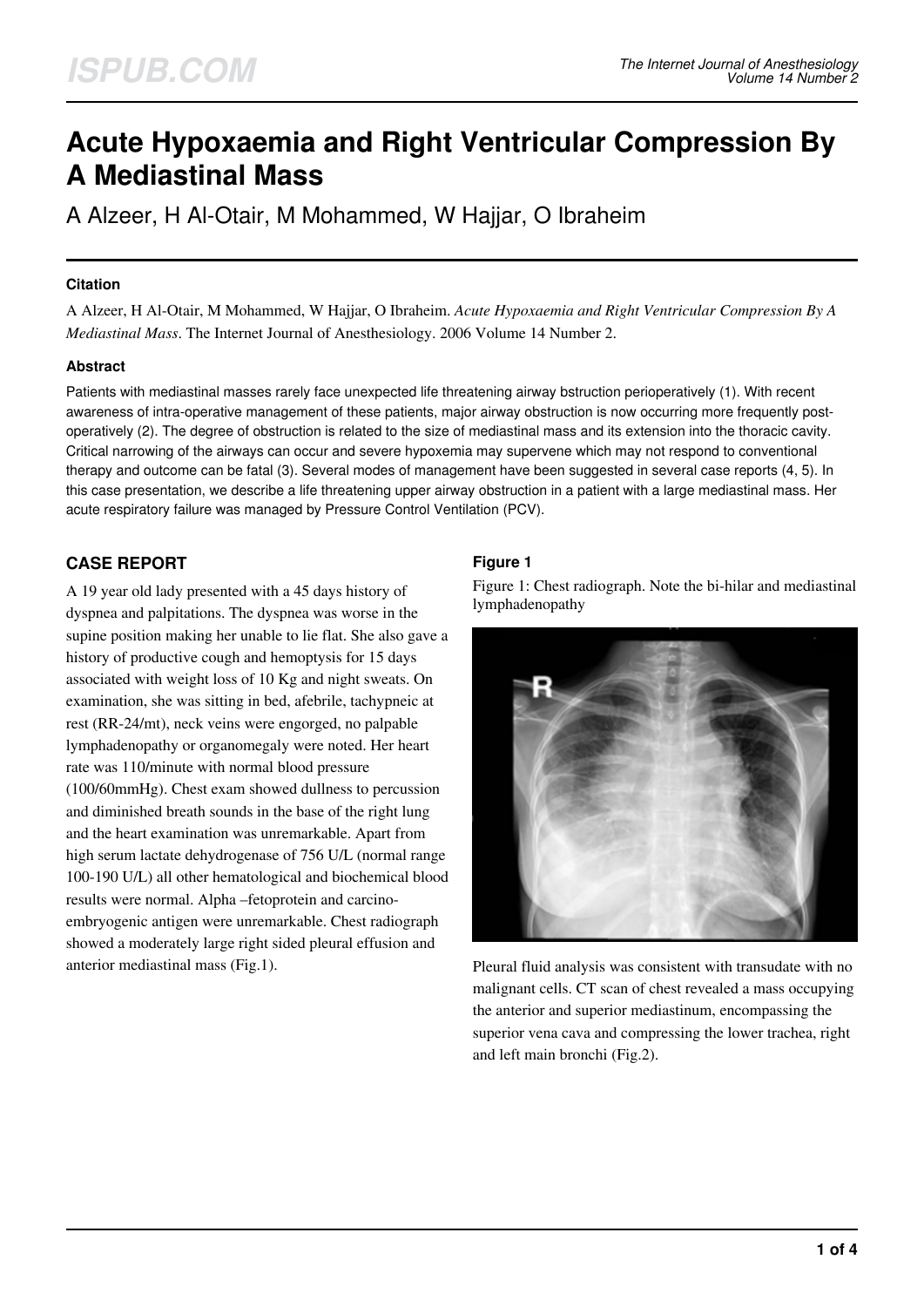# Acute Hypoxaemia and Right Ventricular Compression By A Mediastinal Mass

A Alzeer, H Al-Otair, M Mohammed, W Hajjar, O Ibraheim

### Citation

A Alzeer, H Al-Otair, M Mohammed, W Hajjar, O Ibraheim. *Acute Hypoxaemia and Right Ventricular Compression By A Mediastinal Mass*. The Internet Journal of Anesthesiology. 2006 Volume 14 Number 2.

### Abstract

Patients with mediastinal masses rarely face unexpected life threatening airway bstruction perioperatively (1). With recent awareness of intra-operative management of these patients, major airway obstruction is now occurring more frequently post-operatively (2). The degree of obstruction is related to the size of mediastinal mass and its extension into the thoracic cavity. Critical narrowing of the airways can occur and severe hypoxemia may supervene which may not respond to conventional therapy and outcome can be fatal (3). Several modes of management have been suggested in several case reports (4, 5). In this case presentation, we describe a life threatening upper airway obstruction in a patient with a large mediastinal mass. Her acute respiratory failure was managed by Pressure Control Ventilation (PCV).

## CASE REPORT

A 19 year old lady presented with a 45 days history of dyspnea and palpitations. The dyspnea was worse in the supine position making her unable to lie flat. She also gave a history of productive cough and hemoptysis for 15 days associated with weight loss of 10 Kg and night sweats. On examination, she was sitting in bed, afebrile, tachypneic at rest (RR-24/mt), neck veins were engorged, no palpable lymphadenopathy or organomegaly were noted. Her heart rate was 110/minute with normal blood pressure (100/60mmHg). Chest exam showed dullness to percussion and diminished breath sounds in the base of the right lung and the heart examination was unremarkable. Apart from high serum lactate dehydrogenase of 756 U/L (normal range 100-190 U/L) all other hematological and biochemical blood results were normal. Alpha –fetoprotein and carcino-embryogenic antigen were unremarkable. Chest radiograph showed a moderately large right sided pleural effusion and anterior mediastinal mass (Fig.1).

### Figure 1

Figure 1: Chest radiograph. Note the bi-hilar and mediastinal lymphadenopathy

Pleural fluid analysis was consistent with transudate with no malignant cells. CT scan of chest revealed a mass occupying the anterior and superior mediastinum, encompassing the superior vena cava and compressing the lower trachea, right and left main bronchi (Fig.2).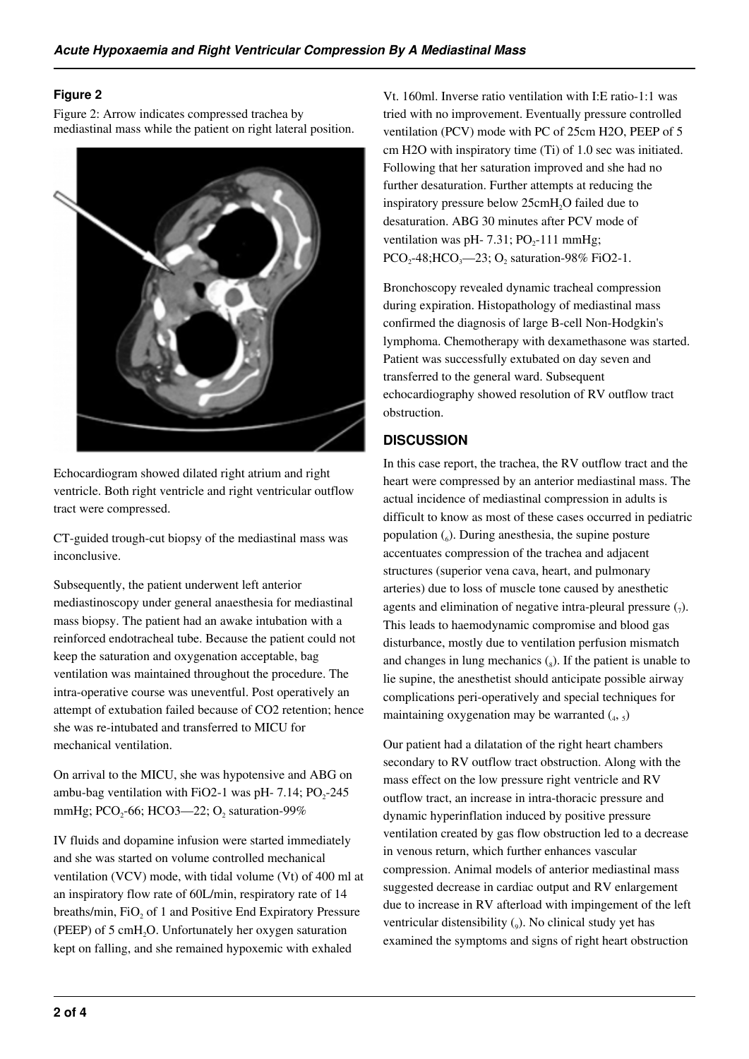### Figure 2

Figure 2: Arrow indicates compressed trachea by mediastinal mass while the patient on right lateral position.

Echocardiogram showed dilated right atrium and right ventricle. Both right ventricle and right ventricular outflow tract were compressed.

CT-guided trough-cut biopsy of the mediastinal mass was inconclusive.

Subsequently, the patient underwent left anterior mediastinoscopy under general anaesthesia for mediastinal mass biopsy. The patient had an awake intubation with a reinforced endotracheal tube. Because the patient could not keep the saturation and oxygenation acceptable, bag ventilation was maintained throughout the procedure. The intra-operative course was uneventful. Post operatively an attempt of extubation failed because of CO2 retention; hence she was re-intubated and transferred to MICU for mechanical ventilation.

On arrival to the MICU, she was hypotensive and ABG on ambu-bag ventilation with FiO2-1 was pH- 7.14; $PO_2$-245 mmHg; $PCO_2$-66; HCO3—22; $O_2$ saturation-99%

IV fluids and dopamine infusion were started immediately and she was started on volume controlled mechanical ventilation (VCV) mode, with tidal volume (Vt) of 400 ml at an inspiratory flow rate of 60L/min, respiratory rate of 14 breaths/min, $FiO_2$ of 1 and Positive End Expiratory Pressure (PEEP) of 5 $cmH_2O$. Unfortunately her oxygen saturation kept on falling, and she remained hypoxemic with exhaled Vt. 160ml. Inverse ratio ventilation with I:E ratio-1:1 was tried with no improvement. Eventually pressure controlled ventilation (PCV) mode with PC of 25cm H2O, PEEP of 5 cm H2O with inspiratory time (Ti) of 1.0 sec was initiated. Following that her saturation improved and she had no further desaturation. Further attempts at reducing the inspiratory pressure below 25$cmH_2O$ failed due to desaturation. ABG 30 minutes after PCV mode of ventilation was pH- 7.31; $PO_2$-111 mmHg; $PCO_2$-48;$HCO_3$—23; $O_2$ saturation-98% FiO2-1.

Bronchoscopy revealed dynamic tracheal compression during expiration. Histopathology of mediastinal mass confirmed the diagnosis of large B-cell Non-Hodgkin's lymphoma. Chemotherapy with dexamethasone was started. Patient was successfully extubated on day seven and transferred to the general ward. Subsequent echocardiography showed resolution of RV outflow tract obstruction.

## DISCUSSION

In this case report, the trachea, the RV outflow tract and the heart were compressed by an anterior mediastinal mass. The actual incidence of mediastinal compression in adults is difficult to know as most of these cases occurred in pediatric population (6). During anesthesia, the supine posture accentuates compression of the trachea and adjacent structures (superior vena cava, heart, and pulmonary arteries) due to loss of muscle tone caused by anesthetic agents and elimination of negative intra-pleural pressure (7). This leads to haemodynamic compromise and blood gas disturbance, mostly due to ventilation perfusion mismatch and changes in lung mechanics (8). If the patient is unable to lie supine, the anesthetist should anticipate possible airway complications peri-operatively and special techniques for maintaining oxygenation may be warranted (4, 5)

Our patient had a dilatation of the right heart chambers secondary to RV outflow tract obstruction. Along with the mass effect on the low pressure right ventricle and RV outflow tract, an increase in intra-thoracic pressure and dynamic hyperinflation induced by positive pressure ventilation created by gas flow obstruction led to a decrease in venous return, which further enhances vascular compression. Animal models of anterior mediastinal mass suggested decrease in cardiac output and RV enlargement due to increase in RV afterload with impingement of the left ventricular distensibility (9). No clinical study yet has examined the symptoms and signs of right heart obstruction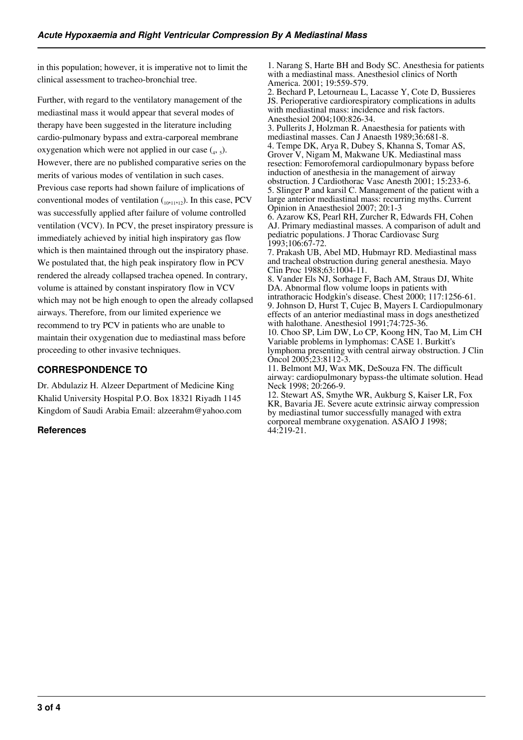in this population; however, it is imperative not to limit the clinical assessment to tracheo-bronchial tree.

Further, with regard to the ventilatory management of the mediastinal mass it would appear that several modes of therapy have been suggested in the literature including cardio-pulmonary bypass and extra-carporeal membrane oxygenation which were not applied in our case [4, 5]. However, there are no published comparative series on the merits of various modes of ventilation in such cases. Previous case reports had shown failure of implications of conventional modes of ventilation [10,11,12]. In this case, PCV was successfully applied after failure of volume controlled ventilation (VCV). In PCV, the preset inspiratory pressure is immediately achieved by initial high inspiratory gas flow which is then maintained through out the inspiratory phase. We postulated that, the high peak inspiratory flow in PCV rendered the already collapsed trachea opened. In contrary, volume is attained by constant inspiratory flow in VCV which may not be high enough to open the already collapsed airways. Therefore, from our limited experience we recommend to try PCV in patients who are unable to maintain their oxygenation due to mediastinal mass before proceeding to other invasive techniques.

## CORRESPONDENCE TO

Dr. Abdulaziz H. Alzeer Department of Medicine King Khalid University Hospital P.O. Box 18321 Riyadh 1145 Kingdom of Saudi Arabia Email: alzeerahm@yahoo.com

## References

1. Narang S, Harte BH and Body SC. Anesthesia for patients with a mediastinal mass. Anesthesiol clinics of North America. 2001; 19:559-579.
2. Bechard P, Letourneau L, Lacasse Y, Cote D, Bussieres JS. Perioperative cardiorespiratory complications in adults with mediastinal mass: incidence and risk factors. Anesthesiol 2004;100:826-34.
3. Pullerits J, Holzman R. Anaesthesia for patients with mediastinal masses. Can J Anaesth 1989;36:681-8.
4. Tempe DK, Arya R, Dubey S, Khanna S, Tomar AS, Grover V, Nigam M, Makwane UK. Mediastinal mass resection: Femorofemoral cardiopulmonary bypass before induction of anesthesia in the management of airway obstruction. J Cardiothorac Vasc Anesth 2001; 15:233-6.
5. Slinger P and karsil C. Management of the patient with a large anterior mediastinal mass: recurring myths. Current Opinion in Anaesthesiol 2007; 20:1-3
6. Azarow KS, Pearl RH, Zurcher R, Edwards FH, Cohen AJ. Primary mediastinal masses. A comparison of adult and pediatric populations. J Thorac Cardiovasc Surg 1993;106:67-72.
7. Prakash UB, Abel MD, Hubmayr RD. Mediastinal mass and tracheal obstruction during general anesthesia. Mayo Clin Proc 1988;63:1004-11.
8. Vander Els NJ, Sorhage F, Bach AM, Straus DJ, White DA. Abnormal flow volume loops in patients with intrathoracic Hodgkin's disease. Chest 2000; 117:1256-61.
9. Johnson D, Hurst T, Cujec B, Mayers I. Cardiopulmonary effects of an anterior mediastinal mass in dogs anesthetized with halothane. Anesthesiol 1991;74:725-36.
10. Choo SP, Lim DW, Lo CP, Koong HN, Tao M, Lim CH Variable problems in lymphomas: CASE 1. Burkitt's lymphoma presenting with central airway obstruction. J Clin Oncol 2005;23:8112-3.
11. Belmont MJ, Wax MK, DeSouza FN. The difficult airway: cardiopulmonary bypass-the ultimate solution. Head Neck 1998; 20:266-9.
12. Stewart AS, Smythe WR, Aukburg S, Kaiser LR, Fox KR, Bavaria JE. Severe acute extrinsic airway compression by mediastinal tumor successfully managed with extra corporeal membrane oxygenation. ASAIO J 1998; 44:219-21.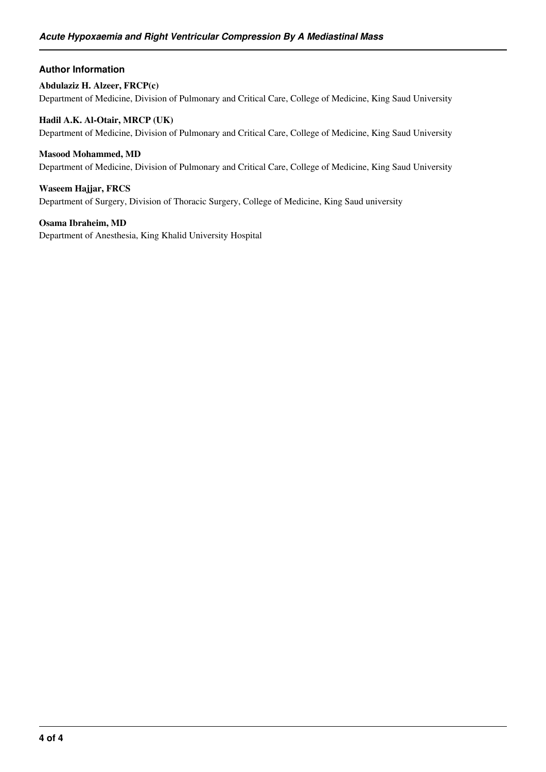## Author Information

**Abdulaziz H. Alzeer, FRCP(c)**
Department of Medicine, Division of Pulmonary and Critical Care, College of Medicine, King Saud University

**Hadil A.K. Al-Otair, MRCP (UK)**
Department of Medicine, Division of Pulmonary and Critical Care, College of Medicine, King Saud University

**Masood Mohammed, MD**
Department of Medicine, Division of Pulmonary and Critical Care, College of Medicine, King Saud University

**Waseem Hajjar, FRCS**
Department of Surgery, Division of Thoracic Surgery, College of Medicine, King Saud university

**Osama Ibraheim, MD**
Department of Anesthesia, King Khalid University Hospital